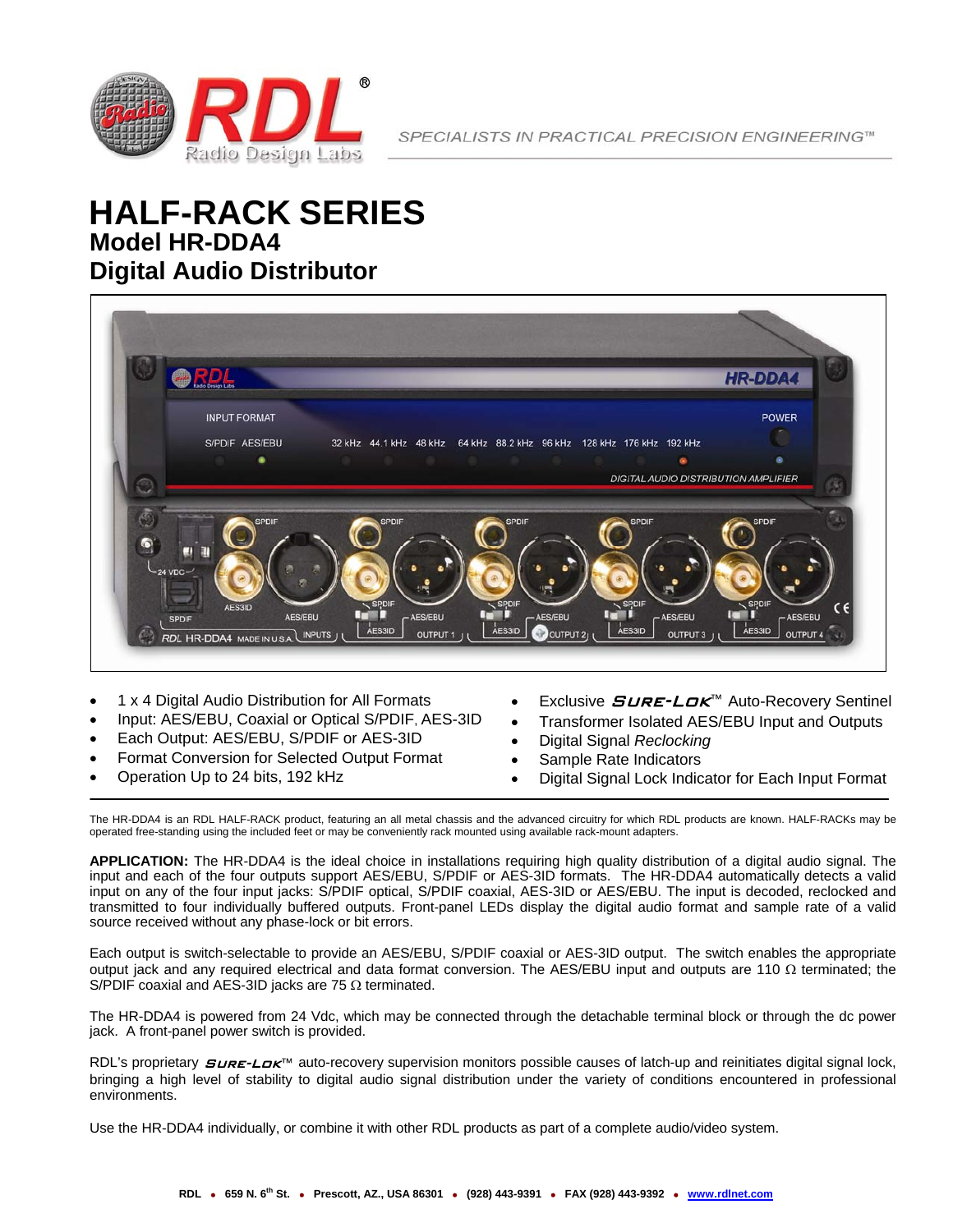# HALF-RACK SERIES

## Model HR-DDA4

## Digital Audio Distributor

- 1 x 4 Digital Audio Distribution for All Formats
- Input: AES/EBU, Coaxial or Optical S/PDIF, AES-3ID
- Each Output: AES/EBU, S/PDIF or AES-3ID
- Format Conversion for Selected Output Format
- Operation Up to 24 bits, 192 kHz
- Exclusive *SURE-LOK*™ Auto-Recovery Sentinel
- Transformer Isolated AES/EBU Input and Outputs
- Digital Signal *Reclocking*
- Sample Rate Indicators
- Digital Signal Lock Indicator for Each Input Format

---

The HR-DDA4 is an RDL HALF-RACK product, featuring an all metal chassis and the advanced circuitry for which RDL products are known. HALF-RACKs may be operated free-standing using the included feet or may be conveniently rack mounted using available rack-mount adapters.

**APPLICATION:** The HR-DDA4 is the ideal choice in installations requiring high quality distribution of a digital audio signal. The input and each of the four outputs support AES/EBU, S/PDIF or AES-3ID formats. The HR-DDA4 automatically detects a valid input on any of the four input jacks: S/PDIF optical, S/PDIF coaxial, AES-3ID or AES/EBU. The input is decoded, reclocked and transmitted to four individually buffered outputs. Front-panel LEDs display the digital audio format and sample rate of a valid source received without any phase-lock or bit errors.

Each output is switch-selectable to provide an AES/EBU, S/PDIF coaxial or AES-3ID output. The switch enables the appropriate output jack and any required electrical and data format conversion. The AES/EBU input and outputs are 110 Ω terminated; the S/PDIF coaxial and AES-3ID jacks are 75 Ω terminated.

The HR-DDA4 is powered from 24 Vdc, which may be connected through the detachable terminal block or through the dc power jack. A front-panel power switch is provided.

RDL's proprietary *SURE-LOK*™ auto-recovery supervision monitors possible causes of latch-up and reinitiates digital signal lock, bringing a high level of stability to digital audio signal distribution under the variety of conditions encountered in professional environments.

Use the HR-DDA4 individually, or combine it with other RDL products as part of a complete audio/video system.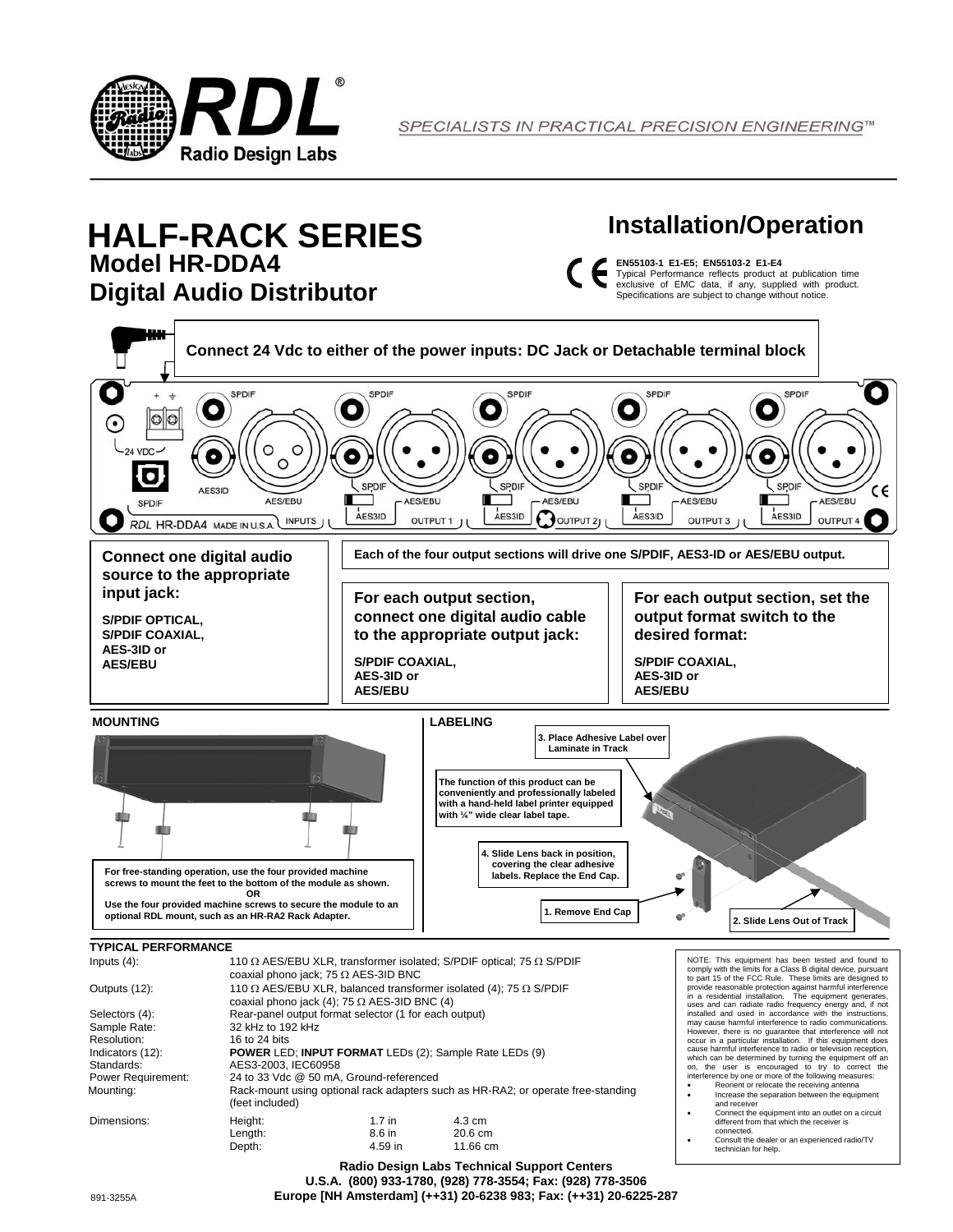SPECIALISTS IN PRACTICAL PRECISION ENGINEERING™

# HALF-RACK SERIES

## Model HR-DDA4

## Digital Audio Distributor

## Installation/Operation

**EN55103-1 E1-E5; EN55103-2 E1-E4**
Typical Performance reflects product at publication time exclusive of EMC data, if any, supplied with product. Specifications are subject to change without notice.

**Connect 24 Vdc to either of the power inputs: DC Jack or Detachable terminal block**

**Connect one digital audio source to the appropriate input jack:**

**S/PDIF OPTICAL,**
**S/PDIF COAXIAL,**
**AES-3ID or**
**AES/EBU**

**Each of the four output sections will drive one S/PDIF, AES3-ID or AES/EBU output.**

**For each output section, connect one digital audio cable to the appropriate output jack:**

**S/PDIF COAXIAL,**
**AES-3ID or**
**AES/EBU**

**For each output section, set the output format switch to the desired format:**

**S/PDIF COAXIAL,**
**AES-3ID or**
**AES/EBU**

### MOUNTING

For free-standing operation, use the four provided machine screws to mount the feet to the bottom of the module as shown.
OR
Use the four provided machine screws to secure the module to an optional RDL mount, such as an HR-RA2 Rack Adapter.

### LABELING

The function of this product can be conveniently and professionally labeled with a hand-held label printer equipped with ¼" wide clear label tape.

1. Remove End Cap
2. Slide Lens Out of Track
3. Place Adhesive Label over Laminate in Track
4. Slide Lens back in position, covering the clear adhesive labels. Replace the End Cap.

### TYPICAL PERFORMANCE

| | | | |
|---|---|---|---|
| Inputs (4): | 110 Ω AES/EBU XLR, transformer isolated; S/PDIF optical; 75 Ω S/PDIF coaxial phono jack; 75 Ω AES-3ID BNC | | |
| Outputs (12): | 110 Ω AES/EBU XLR, balanced transformer isolated (4); 75 Ω S/PDIF coaxial phono jack (4); 75 Ω AES-3ID BNC (4) | | |
| Selectors (4): | Rear-panel output format selector (1 for each output) | | |
| Sample Rate: | 32 kHz to 192 kHz | | |
| Resolution: | 16 to 24 bits | | |
| Indicators (12): | **POWER** LED; **INPUT FORMAT** LEDs (2); Sample Rate LEDs (9) | | |
| Standards: | AES3-2003, IEC60958 | | |
| Power Requirement: | 24 to 33 Vdc @ 50 mA, Ground-referenced | | |
| Mounting: | Rack-mount using optional rack adapters such as HR-RA2; or operate free-standing (feet included) | | |
| Dimensions: | Height: | 1.7 in | 4.3 cm |
| | Length: | 8.6 in | 20.6 cm |
| | Depth: | 4.59 in | 11.66 cm |

NOTE: This equipment has been tested and found to comply with the limits for a Class B digital device, pursuant to part 15 of the FCC Rule. These limits are designed to provide reasonable protection against harmful interference in a residential installation. The equipment generates, uses and can radiate radio frequency energy and, if not installed and used in accordance with the instructions, may cause harmful interference to radio communications. However, there is no guarantee that interference will not occur in a particular installation. If this equipment does cause harmful interference to radio or television reception, which can be determined by turning the equipment off an on, the user is encouraged to try to correct the interference by one or more of the following measures:

- Reorient or relocate the receiving antenna
- Increase the separation between the equipment and receiver
- Connect the equipment into an outlet on a circuit different from that which the receiver is connected.
- Consult the dealer or an experienced radio/TV technician for help.

**Radio Design Labs Technical Support Centers**
**U.S.A. (800) 933-1780, (928) 778-3554; Fax: (928) 778-3506**
**Europe [NH Amsterdam] (++31) 20-6238 983; Fax: (++31) 20-6225-287**

891-3255A